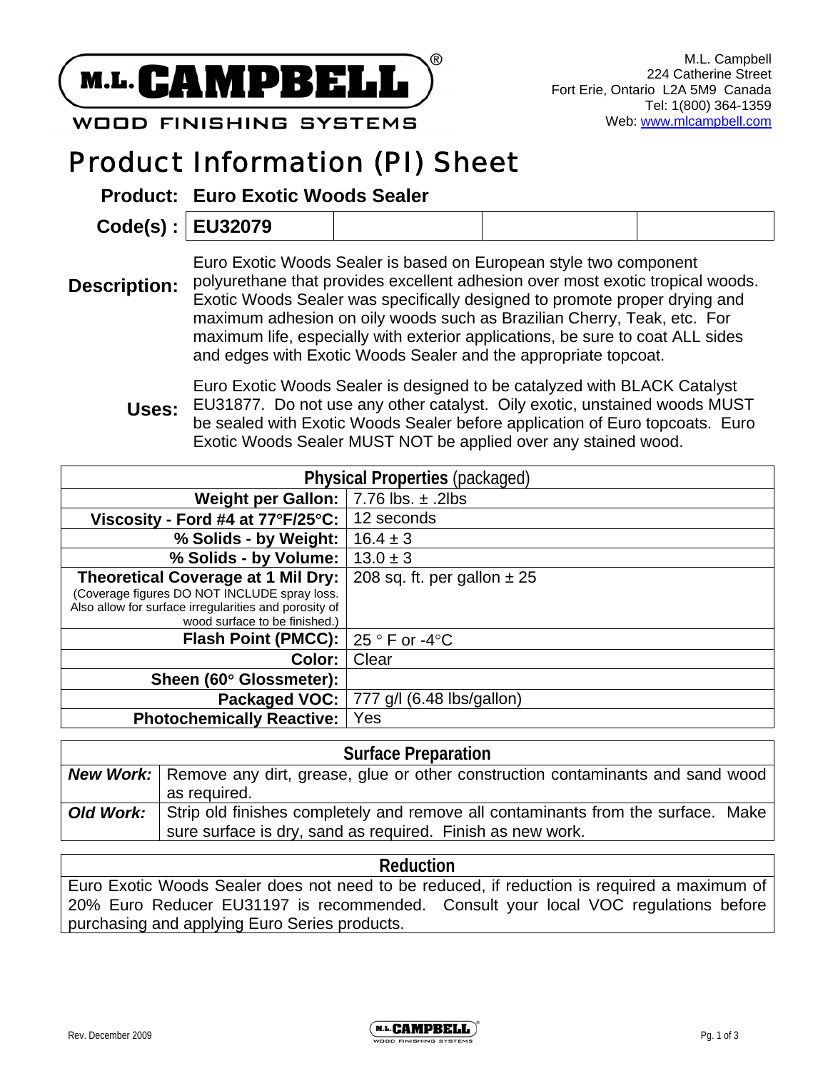M.L. CAMPBELL®
WOOD FINISHING SYSTEMS

M.L. Campbell
224 Catherine Street
Fort Erie, Ontario L2A 5M9 Canada
Tel: 1(800) 364-1359
Web: www.mlcampbell.com

# Product Information (PI) Sheet

**Product:** **Euro Exotic Woods Sealer**

**Code(s) :** **EU32079**

**Description:** Euro Exotic Woods Sealer is based on European style two component polyurethane that provides excellent adhesion over most exotic tropical woods. Exotic Woods Sealer was specifically designed to promote proper drying and maximum adhesion on oily woods such as Brazilian Cherry, Teak, etc. For maximum life, especially with exterior applications, be sure to coat ALL sides and edges with Exotic Woods Sealer and the appropriate topcoat.

**Uses:** Euro Exotic Woods Sealer is designed to be catalyzed with BLACK Catalyst EU31877. Do not use any other catalyst. Oily exotic, unstained woods MUST be sealed with Exotic Woods Sealer before application of Euro topcoats. Euro Exotic Woods Sealer MUST NOT be applied over any stained wood.

| **Physical Properties** (packaged) | |
|---|---|
| **Weight per Gallon:** | 7.76 lbs. ± .2lbs |
| **Viscosity - Ford #4 at 77°F/25°C:** | 12 seconds |
| **% Solids - by Weight:** | 16.4 ± 3 |
| **% Solids - by Volume:** | 13.0 ± 3 |
| **Theoretical Coverage at 1 Mil Dry:** (Coverage figures DO NOT INCLUDE spray loss. Also allow for surface irregularities and porosity of wood surface to be finished.) | 208 sq. ft. per gallon ± 25 |
| **Flash Point (PMCC):** | 25 ° F or -4°C |
| **Color:** | Clear |
| **Sheen (60° Glossmeter):** | |
| **Packaged VOC:** | 777 g/l (6.48 lbs/gallon) |
| **Photochemically Reactive:** | Yes |

| **Surface Preparation** | |
|---|---|
| ***New Work:*** | Remove any dirt, grease, glue or other construction contaminants and sand wood as required. |
| ***Old Work:*** | Strip old finishes completely and remove all contaminants from the surface. Make sure surface is dry, sand as required. Finish as new work. |

| **Reduction** |
|---|
| Euro Exotic Woods Sealer does not need to be reduced, if reduction is required a maximum of 20% Euro Reducer EU31197 is recommended. Consult your local VOC regulations before purchasing and applying Euro Series products. |

Rev. December 2009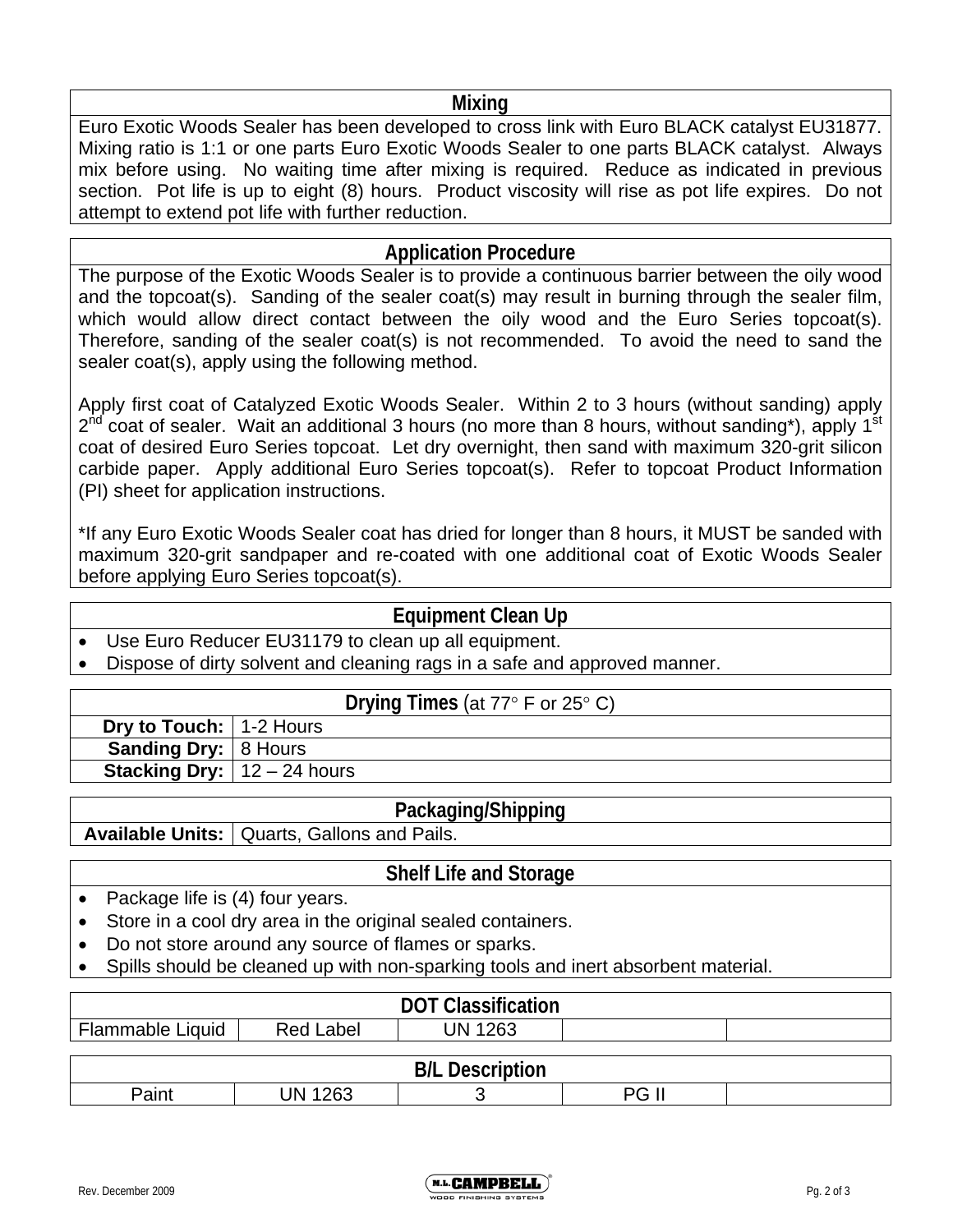## Mixing

Euro Exotic Woods Sealer has been developed to cross link with Euro BLACK catalyst EU31877. Mixing ratio is 1:1 or one parts Euro Exotic Woods Sealer to one parts BLACK catalyst. Always mix before using. No waiting time after mixing is required. Reduce as indicated in previous section. Pot life is up to eight (8) hours. Product viscosity will rise as pot life expires. Do not attempt to extend pot life with further reduction.

## Application Procedure

The purpose of the Exotic Woods Sealer is to provide a continuous barrier between the oily wood and the topcoat(s). Sanding of the sealer coat(s) may result in burning through the sealer film, which would allow direct contact between the oily wood and the Euro Series topcoat(s). Therefore, sanding of the sealer coat(s) is not recommended. To avoid the need to sand the sealer coat(s), apply using the following method.

Apply first coat of Catalyzed Exotic Woods Sealer. Within 2 to 3 hours (without sanding) apply 2nd coat of sealer. Wait an additional 3 hours (no more than 8 hours, without sanding*), apply 1st coat of desired Euro Series topcoat. Let dry overnight, then sand with maximum 320-grit silicon carbide paper. Apply additional Euro Series topcoat(s). Refer to topcoat Product Information (PI) sheet for application instructions.

*If any Euro Exotic Woods Sealer coat has dried for longer than 8 hours, it MUST be sanded with maximum 320-grit sandpaper and re-coated with one additional coat of Exotic Woods Sealer before applying Euro Series topcoat(s).

## Equipment Clean Up

- Use Euro Reducer EU31179 to clean up all equipment.
- Dispose of dirty solvent and cleaning rags in a safe and approved manner.

## Drying Times (at 77° F or 25° C)

| | |
|---|---|
| **Dry to Touch:** | 1-2 Hours |
| **Sanding Dry:** | 8 Hours |
| **Stacking Dry:** | 12 – 24 hours |

## Packaging/Shipping

| | |
|---|---|
| **Available Units:** | Quarts, Gallons and Pails. |

## Shelf Life and Storage

- Package life is (4) four years.
- Store in a cool dry area in the original sealed containers.
- Do not store around any source of flames or sparks.
- Spills should be cleaned up with non-sparking tools and inert absorbent material.

## DOT Classification

| | | | | |
|---|---|---|---|---|
| Flammable Liquid | Red Label | UN 1263 | | |

## B/L Description

| | | | | |
|---|---|---|---|---|
| Paint | UN 1263 | 3 | PG II | |

Rev. December 2009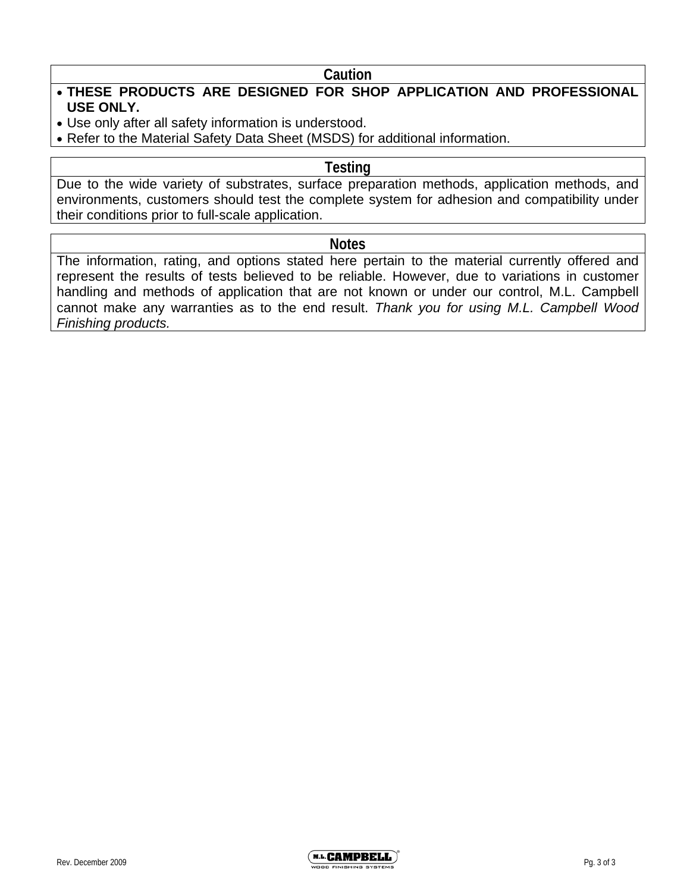## Caution

- **THESE PRODUCTS ARE DESIGNED FOR SHOP APPLICATION AND PROFESSIONAL USE ONLY.**
- Use only after all safety information is understood.
- Refer to the Material Safety Data Sheet (MSDS) for additional information.

## Testing

Due to the wide variety of substrates, surface preparation methods, application methods, and environments, customers should test the complete system for adhesion and compatibility under their conditions prior to full-scale application.

## Notes

The information, rating, and options stated here pertain to the material currently offered and represent the results of tests believed to be reliable. However, due to variations in customer handling and methods of application that are not known or under our control, M.L. Campbell cannot make any warranties as to the end result. *Thank you for using M.L. Campbell Wood Finishing products.*